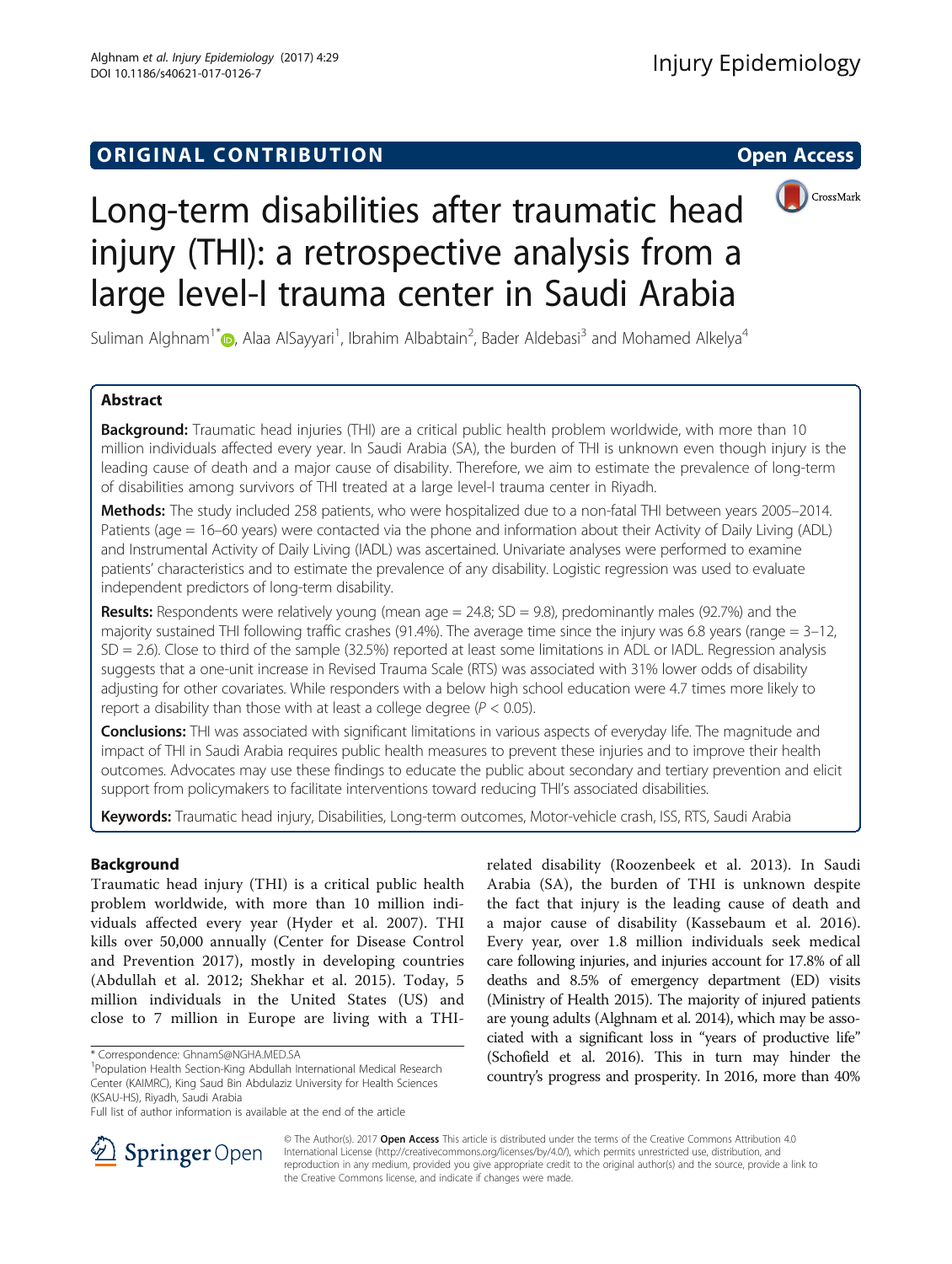ORIGINAL CONTRIBUTION

Open Access

# Long-term disabilities after traumatic head injury (THI): a retrospective analysis from a large level-I trauma center in Saudi Arabia

Suliman Alghnam[1*], Alaa AlSayyari[1], Ibrahim Albabtain[2], Bader Aldebasi[3] and Mohamed Alkelya[4]

## Abstract

**Background:** Traumatic head injuries (THI) are a critical public health problem worldwide, with more than 10 million individuals affected every year. In Saudi Arabia (SA), the burden of THI is unknown even though injury is the leading cause of death and a major cause of disability. Therefore, we aim to estimate the prevalence of long-term of disabilities among survivors of THI treated at a large level-I trauma center in Riyadh.

**Methods:** The study included 258 patients, who were hospitalized due to a non-fatal THI between years 2005–2014. Patients (age = 16–60 years) were contacted via the phone and information about their Activity of Daily Living (ADL) and Instrumental Activity of Daily Living (IADL) was ascertained. Univariate analyses were performed to examine patients' characteristics and to estimate the prevalence of any disability. Logistic regression was used to evaluate independent predictors of long-term disability.

**Results:** Respondents were relatively young (mean age = 24.8; SD = 9.8), predominantly males (92.7%) and the majority sustained THI following traffic crashes (91.4%). The average time since the injury was 6.8 years (range = 3–12, SD = 2.6). Close to third of the sample (32.5%) reported at least some limitations in ADL or IADL. Regression analysis suggests that a one-unit increase in Revised Trauma Scale (RTS) was associated with 31% lower odds of disability adjusting for other covariates. While responders with a below high school education were 4.7 times more likely to report a disability than those with at least a college degree ($P < 0.05$).

**Conclusions:** THI was associated with significant limitations in various aspects of everyday life. The magnitude and impact of THI in Saudi Arabia requires public health measures to prevent these injuries and to improve their health outcomes. Advocates may use these findings to educate the public about secondary and tertiary prevention and elicit support from policymakers to facilitate interventions toward reducing THI's associated disabilities.

**Keywords:** Traumatic head injury, Disabilities, Long-term outcomes, Motor-vehicle crash, ISS, RTS, Saudi Arabia

## Background

Traumatic head injury (THI) is a critical public health problem worldwide, with more than 10 million individuals affected every year (Hyder et al. 2007). THI kills over 50,000 annually (Center for Disease Control and Prevention 2017), mostly in developing countries (Abdullah et al. 2012; Shekhar et al. 2015). Today, 5 million individuals in the United States (US) and close to 7 million in Europe are living with a THI-related disability (Roozenbeek et al. 2013). In Saudi Arabia (SA), the burden of THI is unknown despite the fact that injury is the leading cause of death and a major cause of disability (Kassebaum et al. 2016). Every year, over 1.8 million individuals seek medical care following injuries, and injuries account for 17.8% of all deaths and 8.5% of emergency department (ED) visits (Ministry of Health 2015). The majority of injured patients are young adults (Alghnam et al. 2014), which may be associated with a significant loss in "years of productive life" (Schofield et al. 2016). This in turn may hinder the country's progress and prosperity. In 2016, more than 40%

* Correspondence: GhnamS@NGHA.MED.SA
[1]Population Health Section-King Abdullah International Medical Research Center (KAIMRC), King Saud Bin Abdulaziz University for Health Sciences (KSAU-HS), Riyadh, Saudi Arabia
Full list of author information is available at the end of the article

© The Author(s). 2017 **Open Access** This article is distributed under the terms of the Creative Commons Attribution 4.0 International License (http://creativecommons.org/licenses/by/4.0/), which permits unrestricted use, distribution, and reproduction in any medium, provided you give appropriate credit to the original author(s) and the source, provide a link to the Creative Commons license, and indicate if changes were made.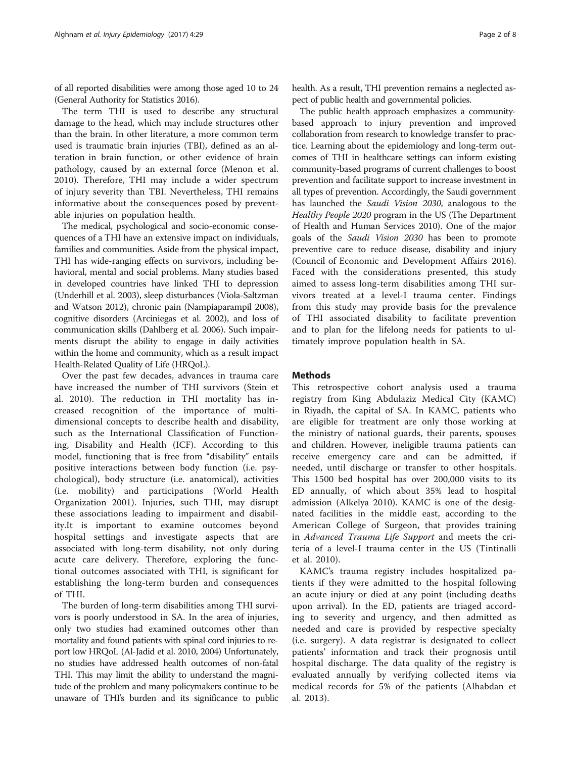of all reported disabilities were among those aged 10 to 24 (General Authority for Statistics 2016).

The term THI is used to describe any structural damage to the head, which may include structures other than the brain. In other literature, a more common term used is traumatic brain injuries (TBI), defined as an alteration in brain function, or other evidence of brain pathology, caused by an external force (Menon et al. 2010). Therefore, THI may include a wider spectrum of injury severity than TBI. Nevertheless, THI remains informative about the consequences posed by preventable injuries on population health.

The medical, psychological and socio-economic consequences of a THI have an extensive impact on individuals, families and communities. Aside from the physical impact, THI has wide-ranging effects on survivors, including behavioral, mental and social problems. Many studies based in developed countries have linked THI to depression (Underhill et al. 2003), sleep disturbances (Viola-Saltzman and Watson 2012), chronic pain (Nampiaparampil 2008), cognitive disorders (Arciniegas et al. 2002), and loss of communication skills (Dahlberg et al. 2006). Such impairments disrupt the ability to engage in daily activities within the home and community, which as a result impact Health-Related Quality of Life (HRQoL).

Over the past few decades, advances in trauma care have increased the number of THI survivors (Stein et al. 2010). The reduction in THI mortality has increased recognition of the importance of multi-dimensional concepts to describe health and disability, such as the International Classification of Functioning, Disability and Health (ICF). According to this model, functioning that is free from "disability" entails positive interactions between body function (i.e. psychological), body structure (i.e. anatomical), activities (i.e. mobility) and participations (World Health Organization 2001). Injuries, such THI, may disrupt these associations leading to impairment and disability.It is important to examine outcomes beyond hospital settings and investigate aspects that are associated with long-term disability, not only during acute care delivery. Therefore, exploring the functional outcomes associated with THI, is significant for establishing the long-term burden and consequences of THI.

The burden of long-term disabilities among THI survivors is poorly understood in SA. In the area of injuries, only two studies had examined outcomes other than mortality and found patients with spinal cord injuries to report low HRQoL (Al-Jadid et al. 2010, 2004) Unfortunately, no studies have addressed health outcomes of non-fatal THI. This may limit the ability to understand the magnitude of the problem and many policymakers continue to be unaware of THI's burden and its significance to public health. As a result, THI prevention remains a neglected aspect of public health and governmental policies.

The public health approach emphasizes a community-based approach to injury prevention and improved collaboration from research to knowledge transfer to practice. Learning about the epidemiology and long-term outcomes of THI in healthcare settings can inform existing community-based programs of current challenges to boost prevention and facilitate support to increase investment in all types of prevention. Accordingly, the Saudi government has launched the *Saudi Vision 2030*, analogous to the *Healthy People 2020* program in the US (The Department of Health and Human Services 2010). One of the major goals of the *Saudi Vision 2030* has been to promote preventive care to reduce disease, disability and injury (Council of Economic and Development Affairs 2016). Faced with the considerations presented, this study aimed to assess long-term disabilities among THI survivors treated at a level-I trauma center. Findings from this study may provide basis for the prevalence of THI associated disability to facilitate prevention and to plan for the lifelong needs for patients to ultimately improve population health in SA.

## Methods

This retrospective cohort analysis used a trauma registry from King Abdulaziz Medical City (KAMC) in Riyadh, the capital of SA. In KAMC, patients who are eligible for treatment are only those working at the ministry of national guards, their parents, spouses and children. However, ineligible trauma patients can receive emergency care and can be admitted, if needed, until discharge or transfer to other hospitals. This 1500 bed hospital has over 200,000 visits to its ED annually, of which about 35% lead to hospital admission (Alkelya 2010). KAMC is one of the designated facilities in the middle east, according to the American College of Surgeon, that provides training in *Advanced Trauma Life Support* and meets the criteria of a level-I trauma center in the US (Tintinalli et al. 2010).

KAMC's trauma registry includes hospitalized patients if they were admitted to the hospital following an acute injury or died at any point (including deaths upon arrival). In the ED, patients are triaged according to severity and urgency, and then admitted as needed and care is provided by respective specialty (i.e. surgery). A data registrar is designated to collect patients' information and track their prognosis until hospital discharge. The data quality of the registry is evaluated annually by verifying collected items via medical records for 5% of the patients (Alhabdan et al. 2013).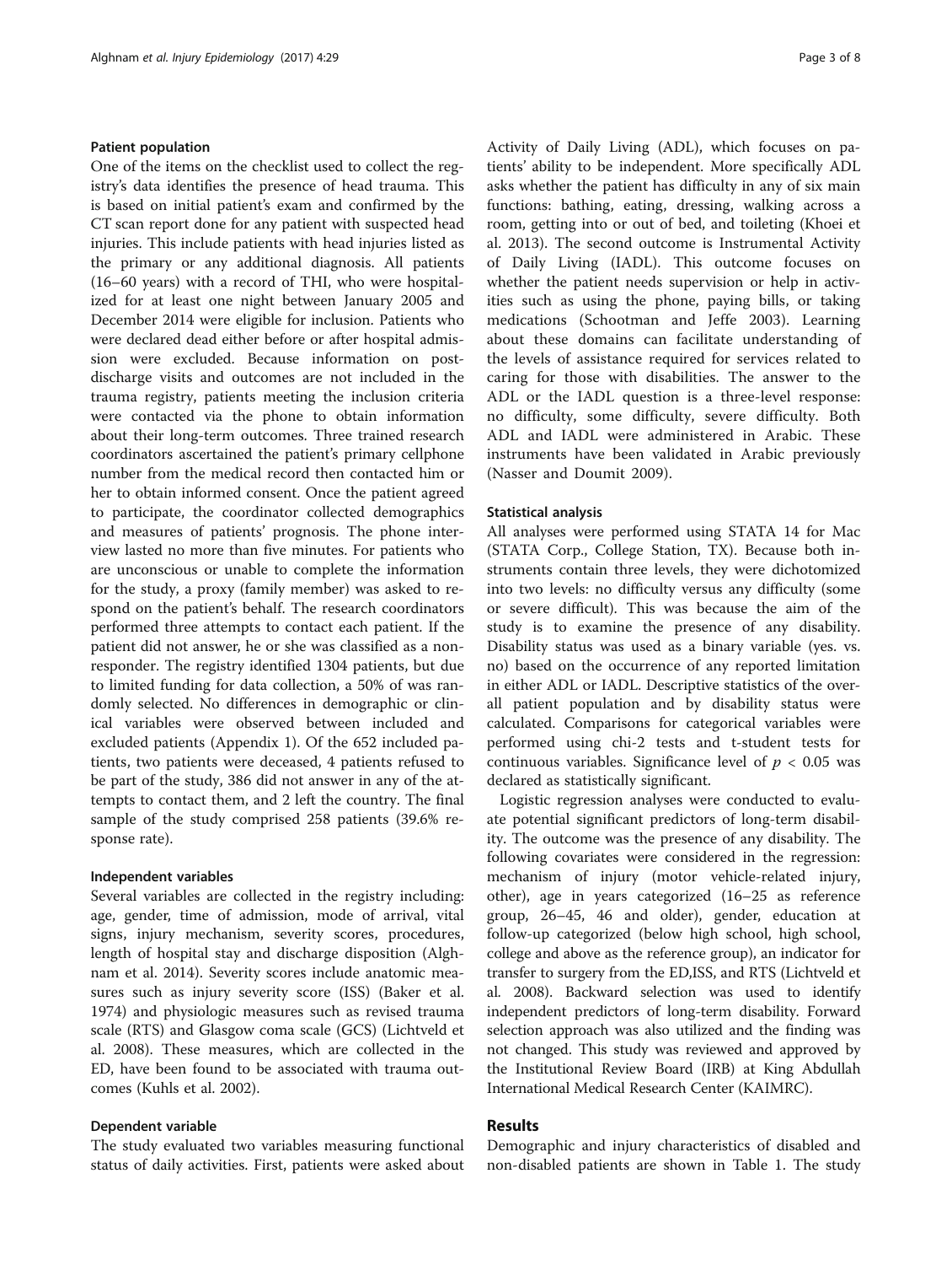### Patient population

One of the items on the checklist used to collect the registry's data identifies the presence of head trauma. This is based on initial patient's exam and confirmed by the CT scan report done for any patient with suspected head injuries. This include patients with head injuries listed as the primary or any additional diagnosis. All patients (16–60 years) with a record of THI, who were hospitalized for at least one night between January 2005 and December 2014 were eligible for inclusion. Patients who were declared dead either before or after hospital admission were excluded. Because information on post-discharge visits and outcomes are not included in the trauma registry, patients meeting the inclusion criteria were contacted via the phone to obtain information about their long-term outcomes. Three trained research coordinators ascertained the patient's primary cellphone number from the medical record then contacted him or her to obtain informed consent. Once the patient agreed to participate, the coordinator collected demographics and measures of patients' prognosis. The phone interview lasted no more than five minutes. For patients who are unconscious or unable to complete the information for the study, a proxy (family member) was asked to respond on the patient's behalf. The research coordinators performed three attempts to contact each patient. If the patient did not answer, he or she was classified as a non-responder. The registry identified 1304 patients, but due to limited funding for data collection, a 50% of was randomly selected. No differences in demographic or clinical variables were observed between included and excluded patients (Appendix 1). Of the 652 included patients, two patients were deceased, 4 patients refused to be part of the study, 386 did not answer in any of the attempts to contact them, and 2 left the country. The final sample of the study comprised 258 patients (39.6% response rate).

### Independent variables

Several variables are collected in the registry including: age, gender, time of admission, mode of arrival, vital signs, injury mechanism, severity scores, procedures, length of hospital stay and discharge disposition (Alghnam et al. 2014). Severity scores include anatomic measures such as injury severity score (ISS) (Baker et al. 1974) and physiologic measures such as revised trauma scale (RTS) and Glasgow coma scale (GCS) (Lichtveld et al. 2008). These measures, which are collected in the ED, have been found to be associated with trauma outcomes (Kuhls et al. 2002).

### Dependent variable

The study evaluated two variables measuring functional status of daily activities. First, patients were asked about Activity of Daily Living (ADL), which focuses on patients' ability to be independent. More specifically ADL asks whether the patient has difficulty in any of six main functions: bathing, eating, dressing, walking across a room, getting into or out of bed, and toileting (Khoei et al. 2013). The second outcome is Instrumental Activity of Daily Living (IADL). This outcome focuses on whether the patient needs supervision or help in activities such as using the phone, paying bills, or taking medications (Schootman and Jeffe 2003). Learning about these domains can facilitate understanding of the levels of assistance required for services related to caring for those with disabilities. The answer to the ADL or the IADL question is a three-level response: no difficulty, some difficulty, severe difficulty. Both ADL and IADL were administered in Arabic. These instruments have been validated in Arabic previously (Nasser and Doumit 2009).

### Statistical analysis

All analyses were performed using STATA 14 for Mac (STATA Corp., College Station, TX). Because both instruments contain three levels, they were dichotomized into two levels: no difficulty versus any difficulty (some or severe difficult). This was because the aim of the study is to examine the presence of any disability. Disability status was used as a binary variable (yes. vs. no) based on the occurrence of any reported limitation in either ADL or IADL. Descriptive statistics of the overall patient population and by disability status were calculated. Comparisons for categorical variables were performed using chi-2 tests and t-student tests for continuous variables. Significance level of $p < 0.05$ was declared as statistically significant.

Logistic regression analyses were conducted to evaluate potential significant predictors of long-term disability. The outcome was the presence of any disability. The following covariates were considered in the regression: mechanism of injury (motor vehicle-related injury, other), age in years categorized (16–25 as reference group, 26–45, 46 and older), gender, education at follow-up categorized (below high school, high school, college and above as the reference group), an indicator for transfer to surgery from the ED,ISS, and RTS (Lichtveld et al. 2008). Backward selection was used to identify independent predictors of long-term disability. Forward selection approach was also utilized and the finding was not changed. This study was reviewed and approved by the Institutional Review Board (IRB) at King Abdullah International Medical Research Center (KAIMRC).

## Results

Demographic and injury characteristics of disabled and non-disabled patients are shown in Table 1. The study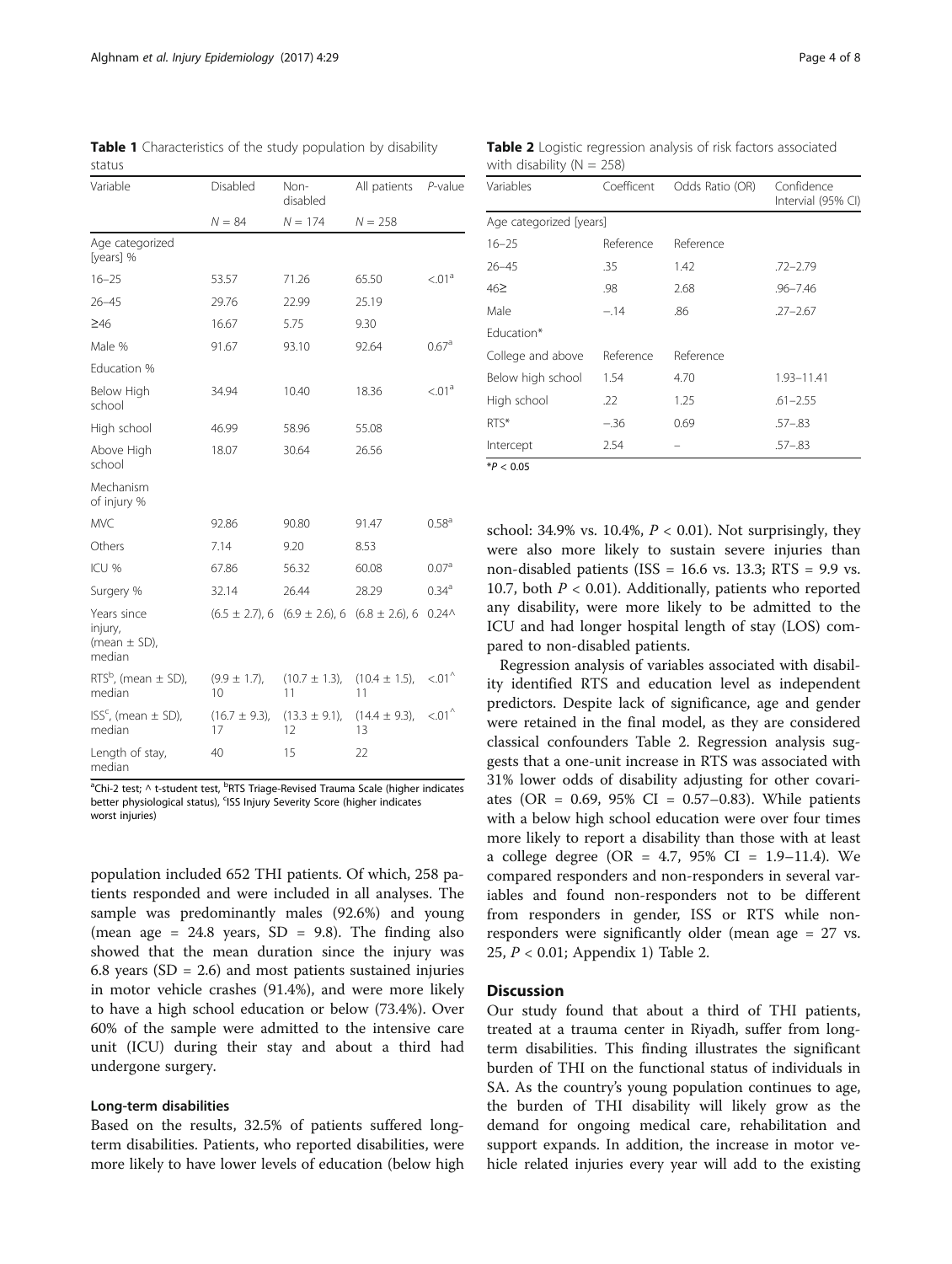**Table 1** Characteristics of the study population by disability status

| Variable | Disabled | Non-disabled | All patients | *P*-value |
|---|---|---|---|---|
| | *N* = 84 | *N* = 174 | *N* = 258 | |
| Age categorized [years] % | | | | |
| 16–25 | 53.57 | 71.26 | 65.50 | <.01[a] |
| 26–45 | 29.76 | 22.99 | 25.19 | |
| ≥46 | 16.67 | 5.75 | 9.30 | |
| Male % | 91.67 | 93.10 | 92.64 | 0.67[a] |
| Education % | | | | |
| Below High school | 34.94 | 10.40 | 18.36 | <.01[a] |
| High school | 46.99 | 58.96 | 55.08 | |
| Above High school | 18.07 | 30.64 | 26.56 | |
| Mechanism of injury % | | | | |
| MVC | 92.86 | 90.80 | 91.47 | 0.58[a] |
| Others | 7.14 | 9.20 | 8.53 | |
| ICU % | 67.86 | 56.32 | 60.08 | 0.07[a] |
| Surgery % | 32.14 | 26.44 | 28.29 | 0.34[a] |
| Years since injury, (mean ± SD), median | (6.5 ± 2.7), 6 | (6.9 ± 2.6), 6 | (6.8 ± 2.6), 6 | 0.24^ |
| RTS[b], (mean ± SD), median | (9.9 ± 1.7), 10 | (10.7 ± 1.3), 11 | (10.4 ± 1.5), 11 | <.01^ |
| ISS[c], (mean ± SD), median | (16.7 ± 9.3), 17 | (13.3 ± 9.1), 12 | (14.4 ± 9.3), 13 | <.01^ |
| Length of stay, median | 40 | 15 | 22 | |

[a]Chi-2 test; ^ t-student test, [b]RTS Triage-Revised Trauma Scale (higher indicates better physiological status), [c]ISS Injury Severity Score (higher indicates worst injuries)

**Table 2** Logistic regression analysis of risk factors associated with disability (N = 258)

| Variables | Coefficent | Odds Ratio (OR) | Confidence Interval (95% CI) |
|---|---|---|---|
| Age categorized [years] | | | |
| 16–25 | Reference | Reference | |
| 26–45 | .35 | 1.42 | .72–2.79 |
| 46≥ | .98 | 2.68 | .96–7.46 |
| Male | −.14 | .86 | .27–2.67 |
| Education* | | | |
| College and above | Reference | Reference | |
| Below high school | 1.54 | 4.70 | 1.93–11.41 |
| High school | .22 | 1.25 | .61–2.55 |
| RTS* | −.36 | 0.69 | .57–.83 |
| Intercept | 2.54 | – | .57–.83 |

*$P < 0.05$

population included 652 THI patients. Of which, 258 patients responded and were included in all analyses. The sample was predominantly males (92.6%) and young (mean age = 24.8 years, SD = 9.8). The finding also showed that the mean duration since the injury was 6.8 years (SD = 2.6) and most patients sustained injuries in motor vehicle crashes (91.4%), and were more likely to have a high school education or below (73.4%). Over 60% of the sample were admitted to the intensive care unit (ICU) during their stay and about a third had undergone surgery.

### Long-term disabilities

Based on the results, 32.5% of patients suffered long-term disabilities. Patients, who reported disabilities, were more likely to have lower levels of education (below high school: 34.9% vs. 10.4%, $P < 0.01$). Not surprisingly, they were also more likely to sustain severe injuries than non-disabled patients (ISS = 16.6 vs. 13.3; RTS = 9.9 vs. 10.7, both $P < 0.01$). Additionally, patients who reported any disability, were more likely to be admitted to the ICU and had longer hospital length of stay (LOS) compared to non-disabled patients.

Regression analysis of variables associated with disability identified RTS and education level as independent predictors. Despite lack of significance, age and gender were retained in the final model, as they are considered classical confounders Table 2. Regression analysis suggests that a one-unit increase in RTS was associated with 31% lower odds of disability adjusting for other covariates (OR = 0.69, 95% CI = 0.57–0.83). While patients with a below high school education were over four times more likely to report a disability than those with at least a college degree (OR = 4.7, 95% CI = 1.9–11.4). We compared responders and non-responders in several variables and found non-responders not to be different from responders in gender, ISS or RTS while non-responders were significantly older (mean age = 27 vs. 25, $P < 0.01$; Appendix 1) Table 2.

## Discussion

Our study found that about a third of THI patients, treated at a trauma center in Riyadh, suffer from long-term disabilities. This finding illustrates the significant burden of THI on the functional status of individuals in SA. As the country's young population continues to age, the burden of THI disability will likely grow as the demand for ongoing medical care, rehabilitation and support expands. In addition, the increase in motor vehicle related injuries every year will add to the existing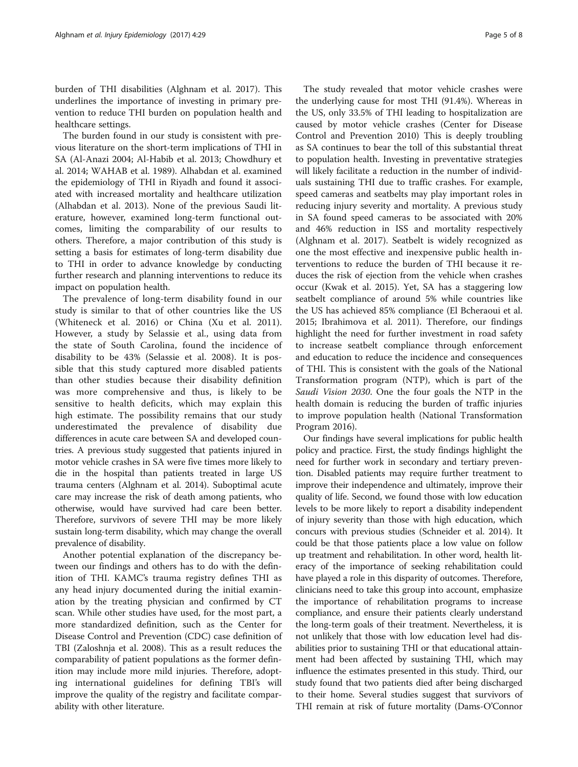burden of THI disabilities (Alghnam et al. 2017). This underlines the importance of investing in primary prevention to reduce THI burden on population health and healthcare settings.

The burden found in our study is consistent with previous literature on the short-term implications of THI in SA (Al-Anazi 2004; Al-Habib et al. 2013; Chowdhury et al. 2014; WAHAB et al. 1989). Alhabdan et al. examined the epidemiology of THI in Riyadh and found it associated with increased mortality and healthcare utilization (Alhabdan et al. 2013). None of the previous Saudi literature, however, examined long-term functional outcomes, limiting the comparability of our results to others. Therefore, a major contribution of this study is setting a basis for estimates of long-term disability due to THI in order to advance knowledge by conducting further research and planning interventions to reduce its impact on population health.

The prevalence of long-term disability found in our study is similar to that of other countries like the US (Whiteneck et al. 2016) or China (Xu et al. 2011). However, a study by Selassie et al., using data from the state of South Carolina, found the incidence of disability to be 43% (Selassie et al. 2008). It is possible that this study captured more disabled patients than other studies because their disability definition was more comprehensive and thus, is likely to be sensitive to health deficits, which may explain this high estimate. The possibility remains that our study underestimated the prevalence of disability due differences in acute care between SA and developed countries. A previous study suggested that patients injured in motor vehicle crashes in SA were five times more likely to die in the hospital than patients treated in large US trauma centers (Alghnam et al. 2014). Suboptimal acute care may increase the risk of death among patients, who otherwise, would have survived had care been better. Therefore, survivors of severe THI may be more likely sustain long-term disability, which may change the overall prevalence of disability.

Another potential explanation of the discrepancy between our findings and others has to do with the definition of THI. KAMC's trauma registry defines THI as any head injury documented during the initial examination by the treating physician and confirmed by CT scan. While other studies have used, for the most part, a more standardized definition, such as the Center for Disease Control and Prevention (CDC) case definition of TBI (Zaloshnja et al. 2008). This as a result reduces the comparability of patient populations as the former definition may include more mild injuries. Therefore, adopting international guidelines for defining TBI's will improve the quality of the registry and facilitate comparability with other literature.

The study revealed that motor vehicle crashes were the underlying cause for most THI (91.4%). Whereas in the US, only 33.5% of THI leading to hospitalization are caused by motor vehicle crashes (Center for Disease Control and Prevention 2010) This is deeply troubling as SA continues to bear the toll of this substantial threat to population health. Investing in preventative strategies will likely facilitate a reduction in the number of individuals sustaining THI due to traffic crashes. For example, speed cameras and seatbelts may play important roles in reducing injury severity and mortality. A previous study in SA found speed cameras to be associated with 20% and 46% reduction in ISS and mortality respectively (Alghnam et al. 2017). Seatbelt is widely recognized as one the most effective and inexpensive public health interventions to reduce the burden of THI because it reduces the risk of ejection from the vehicle when crashes occur (Kwak et al. 2015). Yet, SA has a staggering low seatbelt compliance of around 5% while countries like the US has achieved 85% compliance (El Bcheraoui et al. 2015; Ibrahimova et al. 2011). Therefore, our findings highlight the need for further investment in road safety to increase seatbelt compliance through enforcement and education to reduce the incidence and consequences of THI. This is consistent with the goals of the National Transformation program (NTP), which is part of the *Saudi Vision 2030*. One the four goals the NTP in the health domain is reducing the burden of traffic injuries to improve population health (National Transformation Program 2016).

Our findings have several implications for public health policy and practice. First, the study findings highlight the need for further work in secondary and tertiary prevention. Disabled patients may require further treatment to improve their independence and ultimately, improve their quality of life. Second, we found those with low education levels to be more likely to report a disability independent of injury severity than those with high education, which concurs with previous studies (Schneider et al. 2014). It could be that those patients place a low value on follow up treatment and rehabilitation. In other word, health literacy of the importance of seeking rehabilitation could have played a role in this disparity of outcomes. Therefore, clinicians need to take this group into account, emphasize the importance of rehabilitation programs to increase compliance, and ensure their patients clearly understand the long-term goals of their treatment. Nevertheless, it is not unlikely that those with low education level had disabilities prior to sustaining THI or that educational attainment had been affected by sustaining THI, which may influence the estimates presented in this study. Third, our study found that two patients died after being discharged to their home. Several studies suggest that survivors of THI remain at risk of future mortality (Dams-O'Connor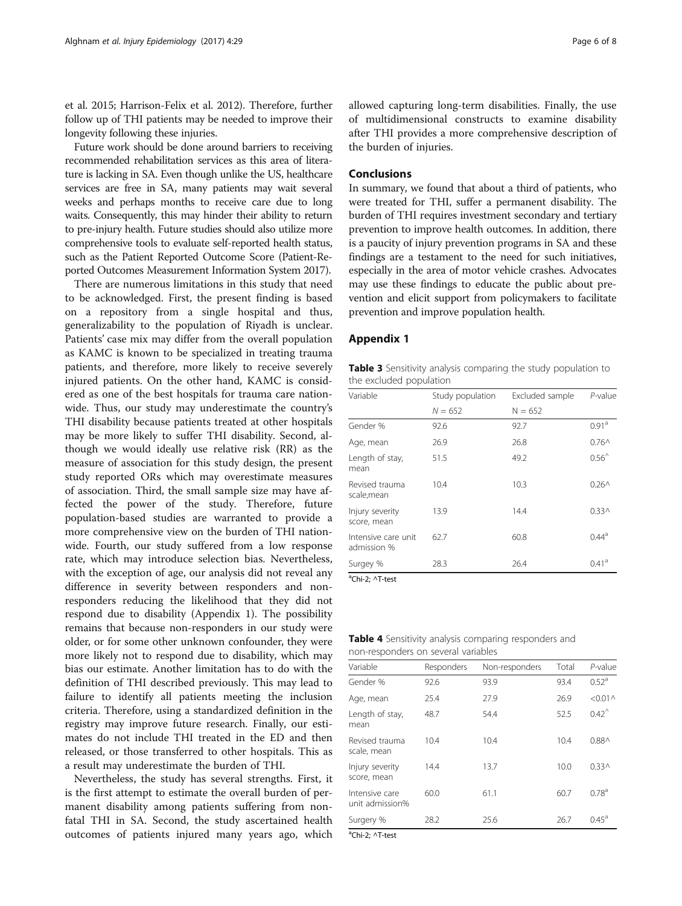et al. 2015; Harrison-Felix et al. 2012). Therefore, further follow up of THI patients may be needed to improve their longevity following these injuries.

Future work should be done around barriers to receiving recommended rehabilitation services as this area of literature is lacking in SA. Even though unlike the US, healthcare services are free in SA, many patients may wait several weeks and perhaps months to receive care due to long waits. Consequently, this may hinder their ability to return to pre-injury health. Future studies should also utilize more comprehensive tools to evaluate self-reported health status, such as the Patient Reported Outcome Score (Patient-Reported Outcomes Measurement Information System 2017).

There are numerous limitations in this study that need to be acknowledged. First, the present finding is based on a repository from a single hospital and thus, generalizability to the population of Riyadh is unclear. Patients' case mix may differ from the overall population as KAMC is known to be specialized in treating trauma patients, and therefore, more likely to receive severely injured patients. On the other hand, KAMC is considered as one of the best hospitals for trauma care nationwide. Thus, our study may underestimate the country's THI disability because patients treated at other hospitals may be more likely to suffer THI disability. Second, although we would ideally use relative risk (RR) as the measure of association for this study design, the present study reported ORs which may overestimate measures of association. Third, the small sample size may have affected the power of the study. Therefore, future population-based studies are warranted to provide a more comprehensive view on the burden of THI nationwide. Fourth, our study suffered from a low response rate, which may introduce selection bias. Nevertheless, with the exception of age, our analysis did not reveal any difference in severity between responders and non-responders reducing the likelihood that they did not respond due to disability (Appendix 1). The possibility remains that because non-responders in our study were older, or for some other unknown confounder, they were more likely not to respond due to disability, which may bias our estimate. Another limitation has to do with the definition of THI described previously. This may lead to failure to identify all patients meeting the inclusion criteria. Therefore, using a standardized definition in the registry may improve future research. Finally, our estimates do not include THI treated in the ED and then released, or those transferred to other hospitals. This as a result may underestimate the burden of THI.

Nevertheless, the study has several strengths. First, it is the first attempt to estimate the overall burden of permanent disability among patients suffering from non-fatal THI in SA. Second, the study ascertained health outcomes of patients injured many years ago, which allowed capturing long-term disabilities. Finally, the use of multidimensional constructs to examine disability after THI provides a more comprehensive description of the burden of injuries.

## Conclusions

In summary, we found that about a third of patients, who were treated for THI, suffer a permanent disability. The burden of THI requires investment secondary and tertiary prevention to improve health outcomes. In addition, there is a paucity of injury prevention programs in SA and these findings are a testament to the need for such initiatives, especially in the area of motor vehicle crashes. Advocates may use these findings to educate the public about prevention and elicit support from policymakers to facilitate prevention and improve population health.

## Appendix 1

**Table 3** Sensitivity analysis comparing the study population to the excluded population

| Variable | Study population $N = 652$ | Excluded sample $N = 652$ | *P*-value |
|---|---|---|---|
| Gender % | 92.6 | 92.7 | 0.91[a] |
| Age, mean | 26.9 | 26.8 | 0.76^ |
| Length of stay, mean | 51.5 | 49.2 | 0.56^ |
| Revised trauma scale,mean | 10.4 | 10.3 | 0.26^ |
| Injury severity score, mean | 13.9 | 14.4 | 0.33^ |
| Intensive care unit admission % | 62.7 | 60.8 | 0.44[a] |
| Surgey % | 28.3 | 26.4 | 0.41[a] |

[a]Chi-2; ^T-test

**Table 4** Sensitivity analysis comparing responders and non-responders on several variables

| Variable | Responders | Non-responders | Total | *P*-value |
|---|---|---|---|---|
| Gender % | 92.6 | 93.9 | 93.4 | 0.52[a] |
| Age, mean | 25.4 | 27.9 | 26.9 | <0.01^ |
| Length of stay, mean | 48.7 | 54.4 | 52.5 | 0.42^ |
| Revised trauma scale, mean | 10.4 | 10.4 | 10.4 | 0.88^ |
| Injury severity score, mean | 14.4 | 13.7 | 10.0 | 0.33^ |
| Intensive care unit admission% | 60.0 | 61.1 | 60.7 | 0.78[a] |
| Surgery % | 28.2 | 25.6 | 26.7 | 0.45[a] |

[a]Chi-2; ^T-test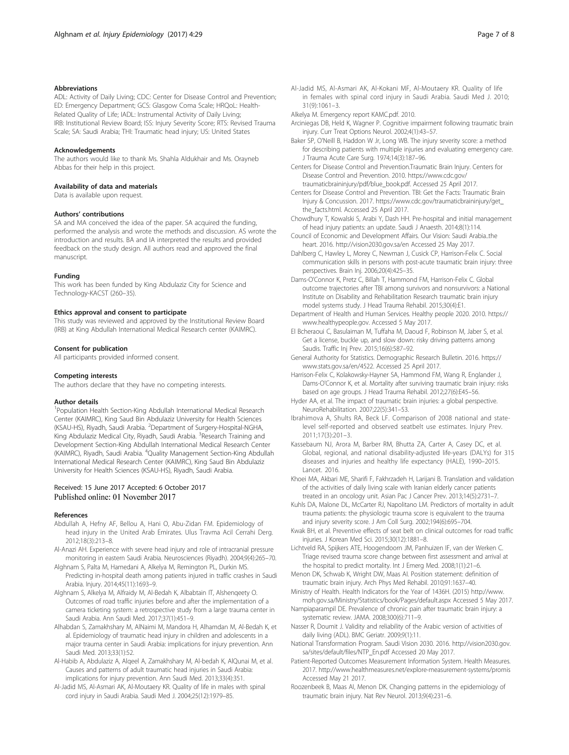### Abbreviations

ADL: Activity of Daily Living; CDC: Center for Disease Control and Prevention; ED: Emergency Department; GCS: Glasgow Coma Scale; HRQoL: Health-Related Quality of Life; IADL: Instrumental Activity of Daily Living; IRB: Institutional Review Board; ISS: Injury Severity Score; RTS: Revised Trauma Scale; SA: Saudi Arabia; THI: Traumatic head injury; US: United States

### Acknowledgements

The authors would like to thank Ms. Shahla Aldukhair and Ms. Orayneb Abbas for their help in this project.

### Availability of data and materials

Data is available upon request.

### Authors' contributions

SA and MA conceived the idea of the paper. SA acquired the funding, performed the analysis and wrote the methods and discussion. AS wrote the introduction and results. BA and IA interpreted the results and provided feedback on the study design. All authors read and approved the final manuscript.

### Funding

This work has been funded by King Abdulaziz City for Science and Technology-KACST (260–35).

### Ethics approval and consent to participate

This study was reviewed and approved by the Institutional Review Board (IRB) at King Abdullah International Medical Research center (KAIMRC).

### Consent for publication

All participants provided informed consent.

### Competing interests

The authors declare that they have no competing interests.

### Author details

[1]Population Health Section-King Abdullah International Medical Research Center (KAIMRC), King Saud Bin Abdulaziz University for Health Sciences (KSAU-HS), Riyadh, Saudi Arabia. [2]Department of Surgery-Hospital-NGHA, King Abdulaziz Medical City, Riyadh, Saudi Arabia. [3]Research Training and Development Section-King Abdullah International Medical Research Center (KAIMRC), Riyadh, Saudi Arabia. [4]Quality Management Section-King Abdullah International Medical Research Center (KAIMRC), King Saud Bin Abdulaziz University for Health Sciences (KSAU-HS), Riyadh, Saudi Arabia.

Received: 15 June 2017 Accepted: 6 October 2017
Published online: 01 November 2017

### References

Abdullah A, Hefny AF, Bellou A, Hani O, Abu-Zidan FM. Epidemiology of head injury in the United Arab Emirates. Ulus Travma Acil Cerrahi Derg. 2012;18(3):213–8.

Al-Anazi AH. Experience with severe head injury and role of intracranial pressure monitoring in eastern Saudi Arabia. Neurosciences (Riyadh). 2004;9(4):265–70.

Alghnam S, Palta M, Hamedani A, Alkelya M, Remington PL, Durkin MS. Predicting in-hospital death among patients injured in traffic crashes in Saudi Arabia. Injury. 2014;45(11):1693–9.

Alghnam S, Alkelya M, Alfraidy M, Al-Bedah K, Albabtain IT, Alshenqeety O. Outcomes of road traffic injuries before and after the implementation of a camera ticketing system: a retrospective study from a large trauma center in Saudi Arabia. Ann Saudi Med. 2017;37(1):451–9.

Alhabdan S, Zamakhshary M, AlNaimi M, Mandora H, Alhamdan M, Al-Bedah K, et al. Epidemiology of traumatic head injury in children and adolescents in a major trauma center in Saudi Arabia: implications for injury prevention. Ann Saudi Med. 2013;33(1):52.

Al-Habib A, Abdulaziz A, Alqeel A, Zamakhshary M, Al-bedah K, AlQunai M, et al. Causes and patterns of adult traumatic head injuries in Saudi Arabia: implications for injury prevention. Ann Saudi Med. 2013;33(4):351.

Al-Jadid MS, Al-Asmari AK, Al-Moutaery KR. Quality of life in males with spinal cord injury in Saudi Arabia. Saudi Med J. 2004;25(12):1979–85.

Al-Jadid MS, Al-Asmari AK, Al-Kokani MF, Al-Moutaery KR. Quality of life in females with spinal cord injury in Saudi Arabia. Saudi Med J. 2010; 31(9):1061–3.

Alkelya M. Emergency report KAMC.pdf. 2010.

Arciniegas DB, Held K, Wagner P. Cognitive impairment following traumatic brain injury. Curr Treat Options Neurol. 2002;4(1):43–57.

Baker SP, O'Neill B, Haddon W Jr, Long WB. The injury severity score: a method for describing patients with multiple injuries and evaluating emergency care. J Trauma Acute Care Surg. 1974;14(3):187–96.

Centers for Disease Control and Prevention.Traumatic Brain Injury. Centers for Disease Control and Prevention. 2010. https://www.cdc.gov/traumaticbraininjury/pdf/blue_book.pdf. Accessed 25 April 2017.

Centers for Disease Control and Prevention. TBI: Get the Facts: Traumatic Brain Injury & Concussion. 2017. https://www.cdc.gov/traumaticbraininjury/get_the_facts.html. Accessed 25 April 2017.

Chowdhury T, Kowalski S, Arabi Y, Dash HH. Pre-hospital and initial management of head injury patients: an update. Saudi J Anaesth. 2014;8(1):114.

Council of Economic and Development Affairs. Our Vision: Saudi Arabia..the heart. 2016. http://vision2030.gov.sa/en Accessed 25 May 2017.

Dahlberg C, Hawley L, Morey C, Newman J, Cusick CP, Harrison-Felix C. Social communication skills in persons with post-acute traumatic brain injury: three perspectives. Brain Inj. 2006;20(4):425–35.

Dams-O'Connor K, Pretz C, Billah T, Hammond FM, Harrison-Felix C. Global outcome trajectories after TBI among survivors and nonsurvivors: a National Institute on Disability and Rehabilitation Research traumatic brain injury model systems study. J Head Trauma Rehabil. 2015;30(4):E1.

Department of Health and Human Services. Healthy people 2020. 2010. https://www.healthypeople.gov. Accessed 5 May 2017.

El Bcheraoui C, Basulaiman M, Tuffaha M, Daoud F, Robinson M, Jaber S, et al. Get a license, buckle up, and slow down: risky driving patterns among Saudis. Traffic Inj Prev. 2015;16(6):587–92.

General Authority for Statistics. Demographic Research Bulletin. 2016. https://www.stats.gov.sa/en/4522. Accessed 25 April 2017.

Harrison-Felix C, Kolakowsky-Hayner SA, Hammond FM, Wang R, Englander J, Dams-O'Connor K, et al. Mortality after surviving traumatic brain injury: risks based on age groups. J Head Trauma Rehabil. 2012;27(6):E45–56.

Hyder AA, et al. The impact of traumatic brain injuries: a global perspective. NeuroRehabilitation. 2007;22(5):341–53.

Ibrahimova A, Shults RA, Beck LF. Comparison of 2008 national and state-level self-reported and observed seatbelt use estimates. Injury Prev. 2011;17(3):201–3.

Kassebaum NJ, Arora M, Barber RM, Bhutta ZA, Carter A, Casey DC, et al. Global, regional, and national disability-adjusted life-years (DALYs) for 315 diseases and injuries and healthy life expectancy (HALE), 1990–2015. Lancet. 2016.

Khoei MA, Akbari ME, Sharifi F, Fakhrzadeh H, Larijani B. Translation and validation of the activities of daily living scale with Iranian elderly cancer patients treated in an oncology unit. Asian Pac J Cancer Prev. 2013;14(5):2731–7.

Kuhls DA, Malone DL, McCarter RJ, Napolitano LM. Predictors of mortality in adult trauma patients: the physiologic trauma score is equivalent to the trauma and injury severity score. J Am Coll Surg. 2002;194(6):695–704.

Kwak BH, et al. Preventive effects of seat belt on clinical outcomes for road traffic injuries. J Korean Med Sci. 2015;30(12):1881–8.

Lichtveld RA, Spijkers ATE, Hoogendoorn JM, Panhuizen IF, van der Werken C. Triage revised trauma score change between first assessment and arrival at the hospital to predict mortality. Int J Emerg Med. 2008;1(1):21–6.

Menon DK, Schwab K, Wright DW, Maas AI. Position statement: definition of traumatic brain injury. Arch Phys Med Rehabil. 2010;91:1637–40.

Ministry of Health. Health Indicators for the Year of 1436H. (2015) http://www.moh.gov.sa/Ministry/Statistics/book/Pages/default.aspx Accessed 5 May 2017.

Nampiaparampil DE. Prevalence of chronic pain after traumatic brain injury: a systematic review. JAMA. 2008;300(6):711–9.

Nasser R, Doumit J. Validity and reliability of the Arabic version of activities of daily living (ADL). BMC Geriatr. 2009;9(1):11.

National Transformation Program. Saudi Vision 2030. 2016. http://vision2030.gov.sa/sites/default/files/NTP_En.pdf Accessed 20 May 2017.

Patient-Reported Outcomes Measurement Information System. Health Measures. 2017. http://www.healthmeasures.net/explore-measurement-systems/promis Accessed May 21 2017.

Roozenbeek B, Maas AI, Menon DK. Changing patterns in the epidemiology of traumatic brain injury. Nat Rev Neurol. 2013;9(4):231–6.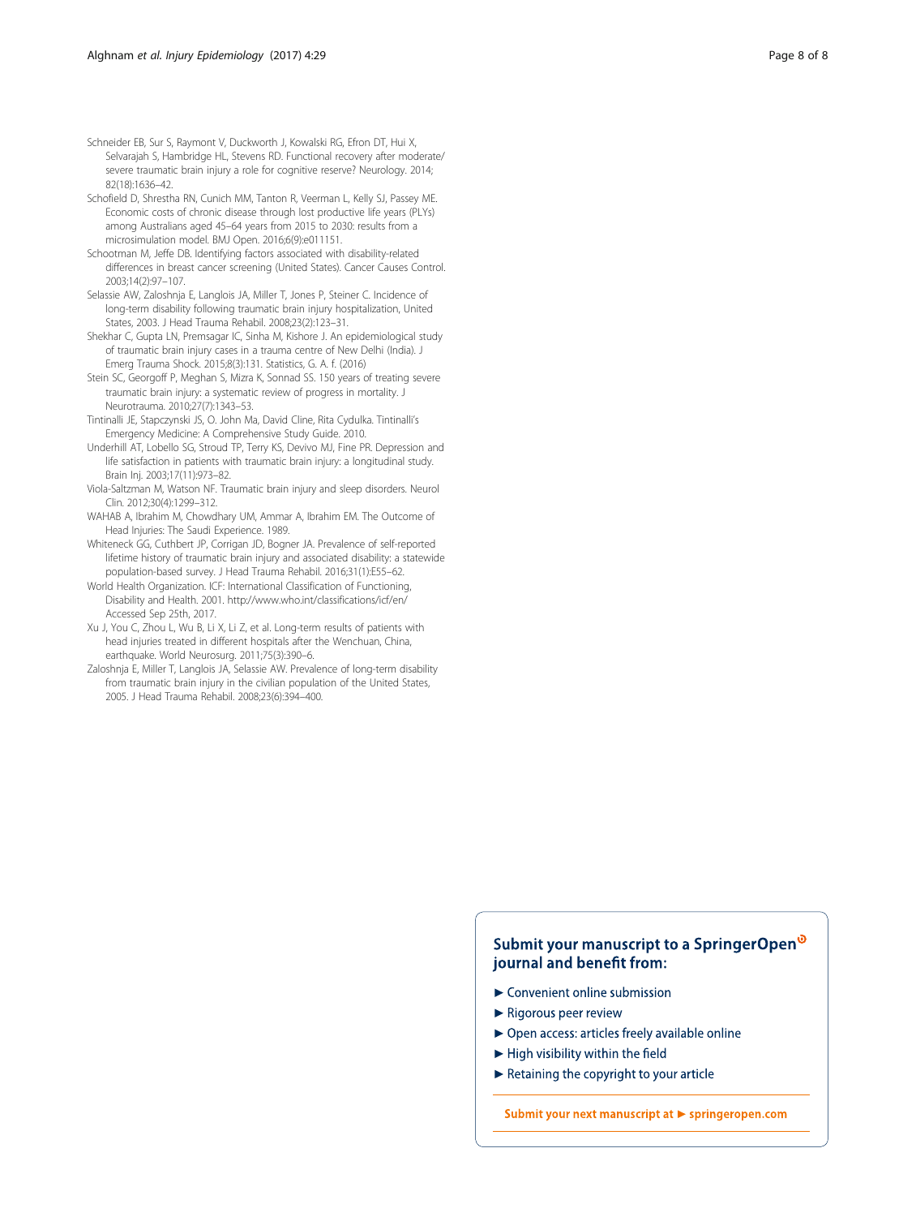Schneider EB, Sur S, Raymont V, Duckworth J, Kowalski RG, Efron DT, Hui X, Selvarajah S, Hambridge HL, Stevens RD. Functional recovery after moderate/severe traumatic brain injury a role for cognitive reserve? Neurology. 2014;82(18):1636–42.

Schofield D, Shrestha RN, Cunich MM, Tanton R, Veerman L, Kelly SJ, Passey ME. Economic costs of chronic disease through lost productive life years (PLYs) among Australians aged 45–64 years from 2015 to 2030: results from a microsimulation model. BMJ Open. 2016;6(9):e011151.

Schootman M, Jeffe DB. Identifying factors associated with disability-related differences in breast cancer screening (United States). Cancer Causes Control. 2003;14(2):97–107.

Selassie AW, Zaloshnja E, Langlois JA, Miller T, Jones P, Steiner C. Incidence of long-term disability following traumatic brain injury hospitalization, United States, 2003. J Head Trauma Rehabil. 2008;23(2):123–31.

Shekhar C, Gupta LN, Premsagar IC, Sinha M, Kishore J. An epidemiological study of traumatic brain injury cases in a trauma centre of New Delhi (India). J Emerg Trauma Shock. 2015;8(3):131. Statistics, G. A. f. (2016)

Stein SC, Georgoff P, Meghan S, Mizra K, Sonnad SS. 150 years of treating severe traumatic brain injury: a systematic review of progress in mortality. J Neurotrauma. 2010;27(7):1343–53.

Tintinalli JE, Stapczynski JS, O. John Ma, David Cline, Rita Cydulka. Tintinalli's Emergency Medicine: A Comprehensive Study Guide. 2010.

Underhill AT, Lobello SG, Stroud TP, Terry KS, Devivo MJ, Fine PR. Depression and life satisfaction in patients with traumatic brain injury: a longitudinal study. Brain Inj. 2003;17(11):973–82.

Viola-Saltzman M, Watson NF. Traumatic brain injury and sleep disorders. Neurol Clin. 2012;30(4):1299–312.

WAHAB A, Ibrahim M, Chowdhary UM, Ammar A, Ibrahim EM. The Outcome of Head Injuries: The Saudi Experience. 1989.

Whiteneck GG, Cuthbert JP, Corrigan JD, Bogner JA. Prevalence of self-reported lifetime history of traumatic brain injury and associated disability: a statewide population-based survey. J Head Trauma Rehabil. 2016;31(1):E55–62.

World Health Organization. ICF: International Classification of Functioning, Disability and Health. 2001. http://www.who.int/classifications/icf/en/ Accessed Sep 25th, 2017.

Xu J, You C, Zhou L, Wu B, Li X, Li Z, et al. Long-term results of patients with head injuries treated in different hospitals after the Wenchuan, China, earthquake. World Neurosurg. 2011;75(3):390–6.

Zaloshnja E, Miller T, Langlois JA, Selassie AW. Prevalence of long-term disability from traumatic brain injury in the civilian population of the United States, 2005. J Head Trauma Rehabil. 2008;23(6):394–400.

**Submit your manuscript to a SpringerOpen journal and benefit from:**

- ► Convenient online submission
- ► Rigorous peer review
- ► Open access: articles freely available online
- ► High visibility within the field
- ► Retaining the copyright to your article

**Submit your next manuscript at ► springeropen.com**